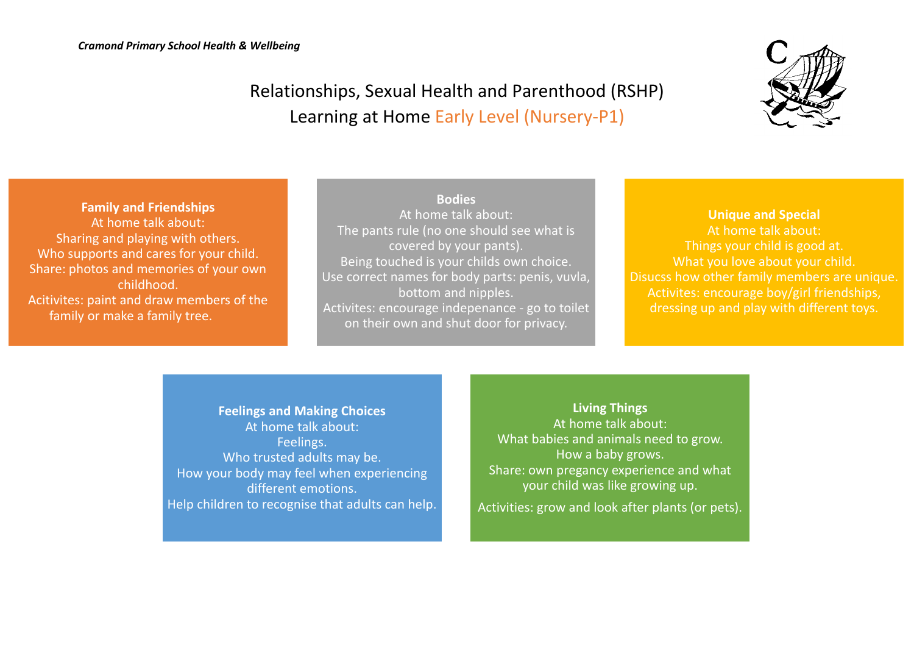*Cramond Primary School Health & Wellbeing*

# Relationships, Sexual Health and Parenthood (RSHP) Learning at Home Early Level (Nursery-P1)

**Family and Friendships**

At home talk about:

Sharing and playing with others.

Who supports and cares for your child.

Share: photos and memories of your own childhood.

Acitivites: paint and draw members of the family or make a family tree.

**Bodies**

At home talk about:

The pants rule (no one should see what is covered by your pants).

Being touched is your childs own choice.

Use correct names for body parts: penis, vuvla, bottom and nipples.

Activites: encourage indepenance - go to toilet on their own and shut door for privacy.

**Unique and Special**

At home talk about:

Things your child is good at.

What you love about your child.

Disucss how other family members are unique.

Activites: encourage boy/girl friendships, dressing up and play with different toys.

**Feelings and Making Choices**

At home talk about:

Feelings.

Who trusted adults may be.

How your body may feel when experiencing different emotions.

Help children to recognise that adults can help.

**Living Things**

At home talk about:

What babies and animals need to grow.

How a baby grows.

Share: own pregancy experience and what your child was like growing up.

Activities: grow and look after plants (or pets).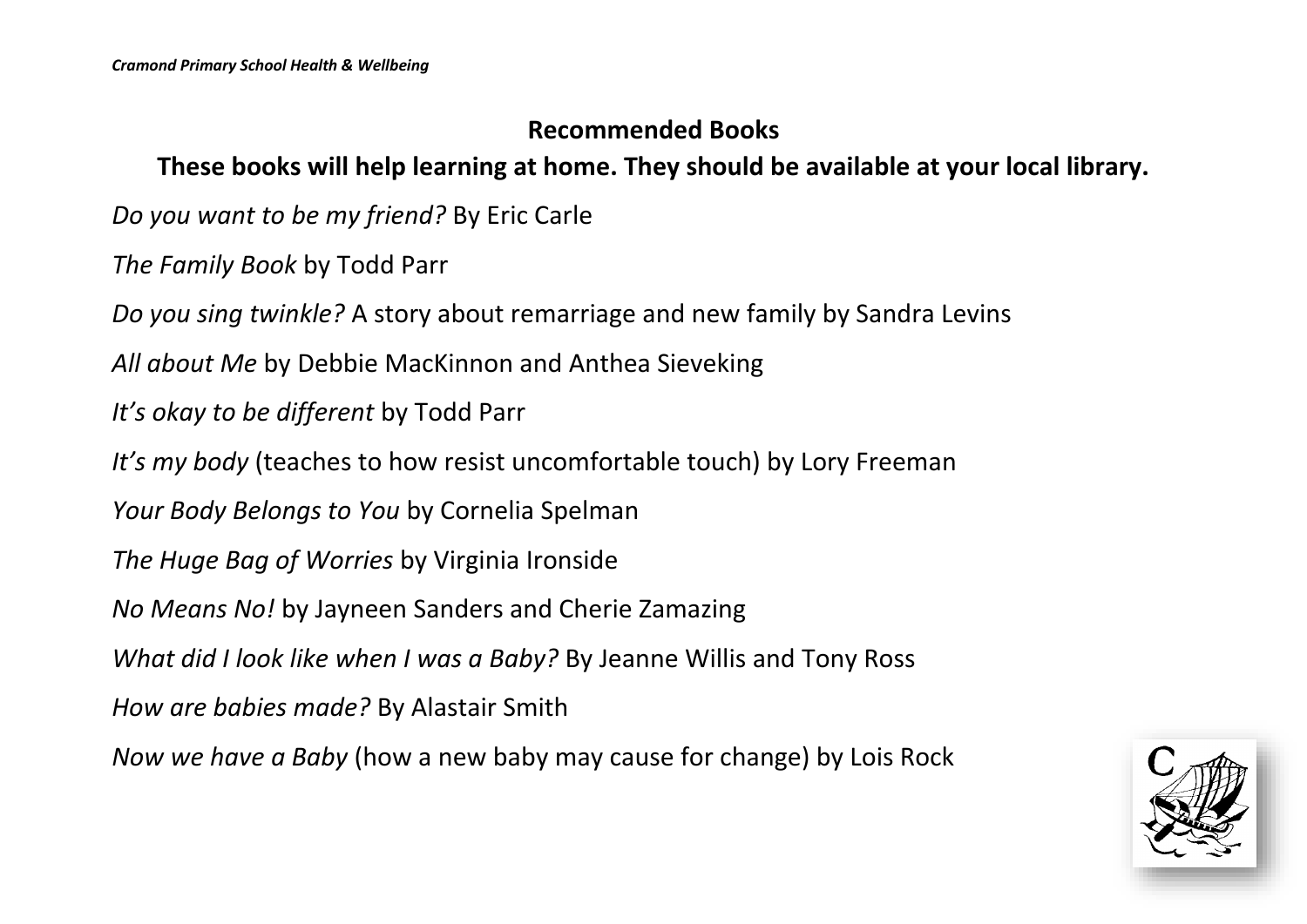## Recommended Books

**These books will help learning at home. They should be available at your local library.**

*Do you want to be my friend?* By Eric Carle

*The Family Book* by Todd Parr

*Do you sing twinkle?* A story about remarriage and new family by Sandra Levins

*All about Me* by Debbie MacKinnon and Anthea Sieveking

*It's okay to be different* by Todd Parr

*It's my body* (teaches to how resist uncomfortable touch) by Lory Freeman

*Your Body Belongs to You* by Cornelia Spelman

*The Huge Bag of Worries* by Virginia Ironside

*No Means No!* by Jayneen Sanders and Cherie Zamazing

*What did I look like when I was a Baby?* By Jeanne Willis and Tony Ross

*How are babies made?* By Alastair Smith

*Now we have a Baby* (how a new baby may cause for change) by Lois Rock